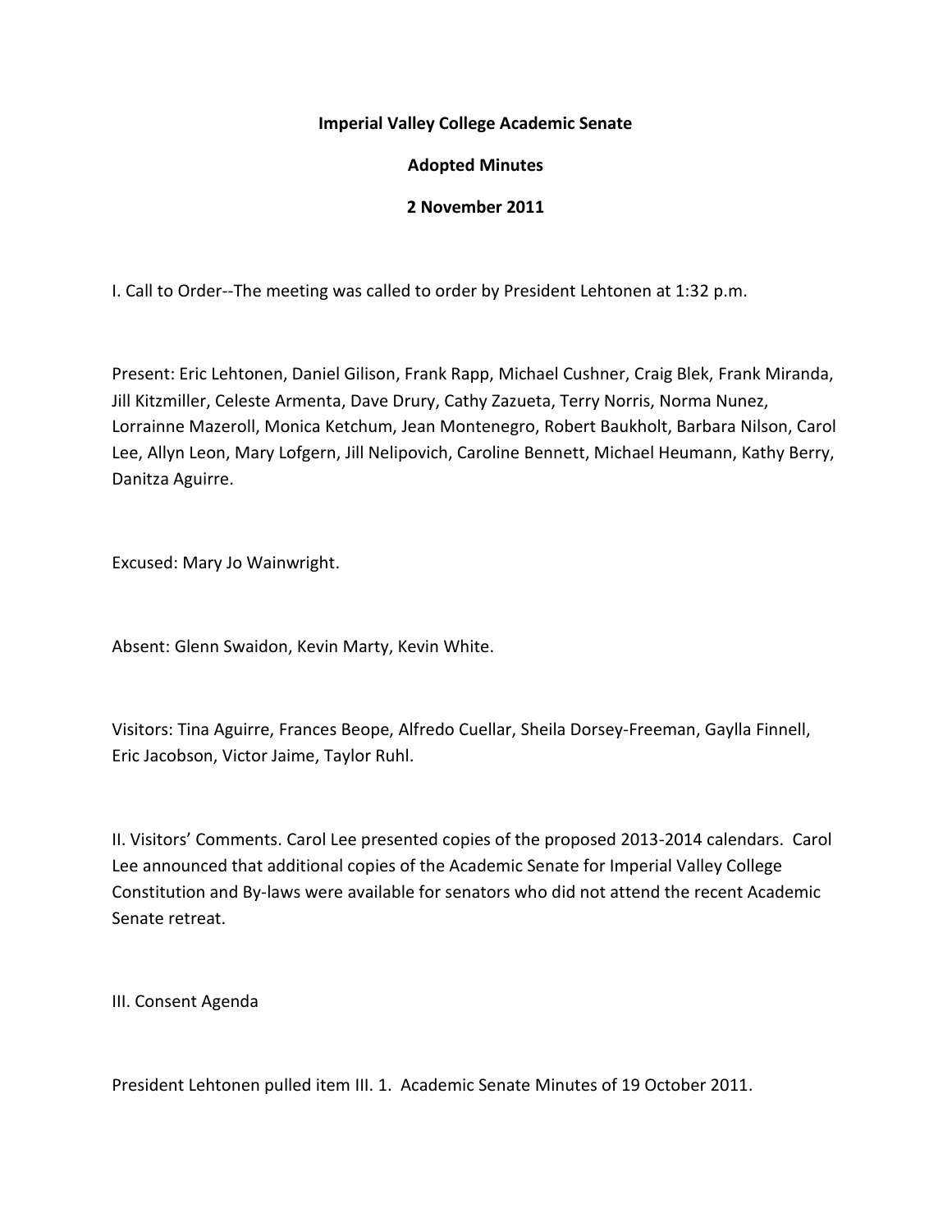**Imperial Valley College Academic Senate**

**Adopted Minutes**

**2 November 2011**

I. Call to Order--The meeting was called to order by President Lehtonen at 1:32 p.m.

Present: Eric Lehtonen, Daniel Gilison, Frank Rapp, Michael Cushner, Craig Blek, Frank Miranda, Jill Kitzmiller, Celeste Armenta, Dave Drury, Cathy Zazueta, Terry Norris, Norma Nunez, Lorrainne Mazeroll, Monica Ketchum, Jean Montenegro, Robert Baukholt, Barbara Nilson, Carol Lee, Allyn Leon, Mary Lofgern, Jill Nelipovich, Caroline Bennett, Michael Heumann, Kathy Berry, Danitza Aguirre.

Excused: Mary Jo Wainwright.

Absent: Glenn Swaidon, Kevin Marty, Kevin White.

Visitors: Tina Aguirre, Frances Beope, Alfredo Cuellar, Sheila Dorsey-Freeman, Gaylla Finnell, Eric Jacobson, Victor Jaime, Taylor Ruhl.

II. Visitors' Comments. Carol Lee presented copies of the proposed 2013-2014 calendars. Carol Lee announced that additional copies of the Academic Senate for Imperial Valley College Constitution and By-laws were available for senators who did not attend the recent Academic Senate retreat.

III. Consent Agenda

President Lehtonen pulled item III. 1. Academic Senate Minutes of 19 October 2011.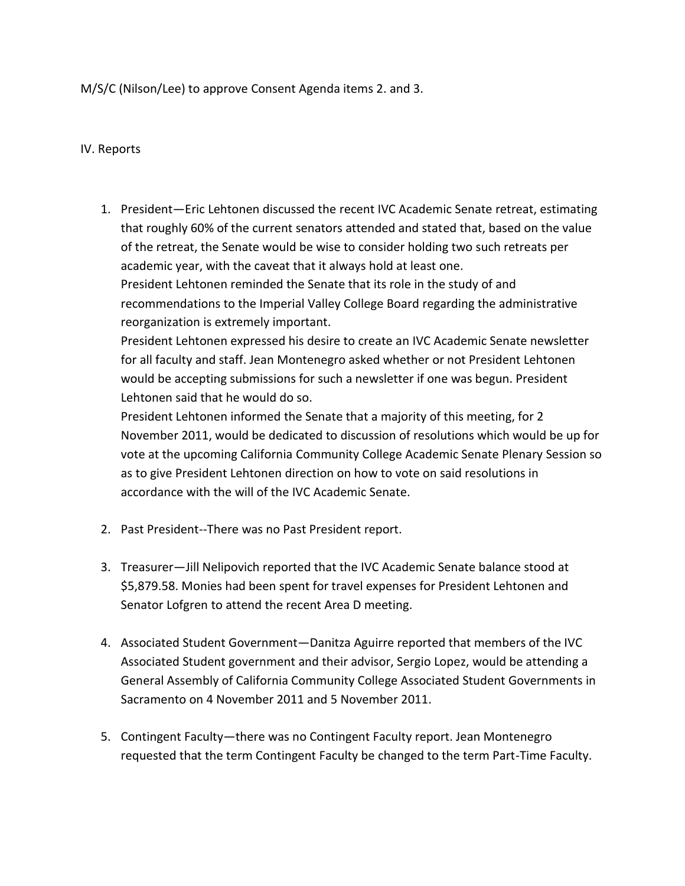M/S/C (Nilson/Lee) to approve Consent Agenda items 2. and 3.

IV. Reports

1. President—Eric Lehtonen discussed the recent IVC Academic Senate retreat, estimating that roughly 60% of the current senators attended and stated that, based on the value of the retreat, the Senate would be wise to consider holding two such retreats per academic year, with the caveat that it always hold at least one.
   President Lehtonen reminded the Senate that its role in the study of and recommendations to the Imperial Valley College Board regarding the administrative reorganization is extremely important.
   President Lehtonen expressed his desire to create an IVC Academic Senate newsletter for all faculty and staff. Jean Montenegro asked whether or not President Lehtonen would be accepting submissions for such a newsletter if one was begun. President Lehtonen said that he would do so.
   President Lehtonen informed the Senate that a majority of this meeting, for 2 November 2011, would be dedicated to discussion of resolutions which would be up for vote at the upcoming California Community College Academic Senate Plenary Session so as to give President Lehtonen direction on how to vote on said resolutions in accordance with the will of the IVC Academic Senate.

2. Past President--There was no Past President report.

3. Treasurer—Jill Nelipovich reported that the IVC Academic Senate balance stood at $5,879.58. Monies had been spent for travel expenses for President Lehtonen and Senator Lofgren to attend the recent Area D meeting.

4. Associated Student Government—Danitza Aguirre reported that members of the IVC Associated Student government and their advisor, Sergio Lopez, would be attending a General Assembly of California Community College Associated Student Governments in Sacramento on 4 November 2011 and 5 November 2011.

5. Contingent Faculty—there was no Contingent Faculty report. Jean Montenegro requested that the term Contingent Faculty be changed to the term Part-Time Faculty.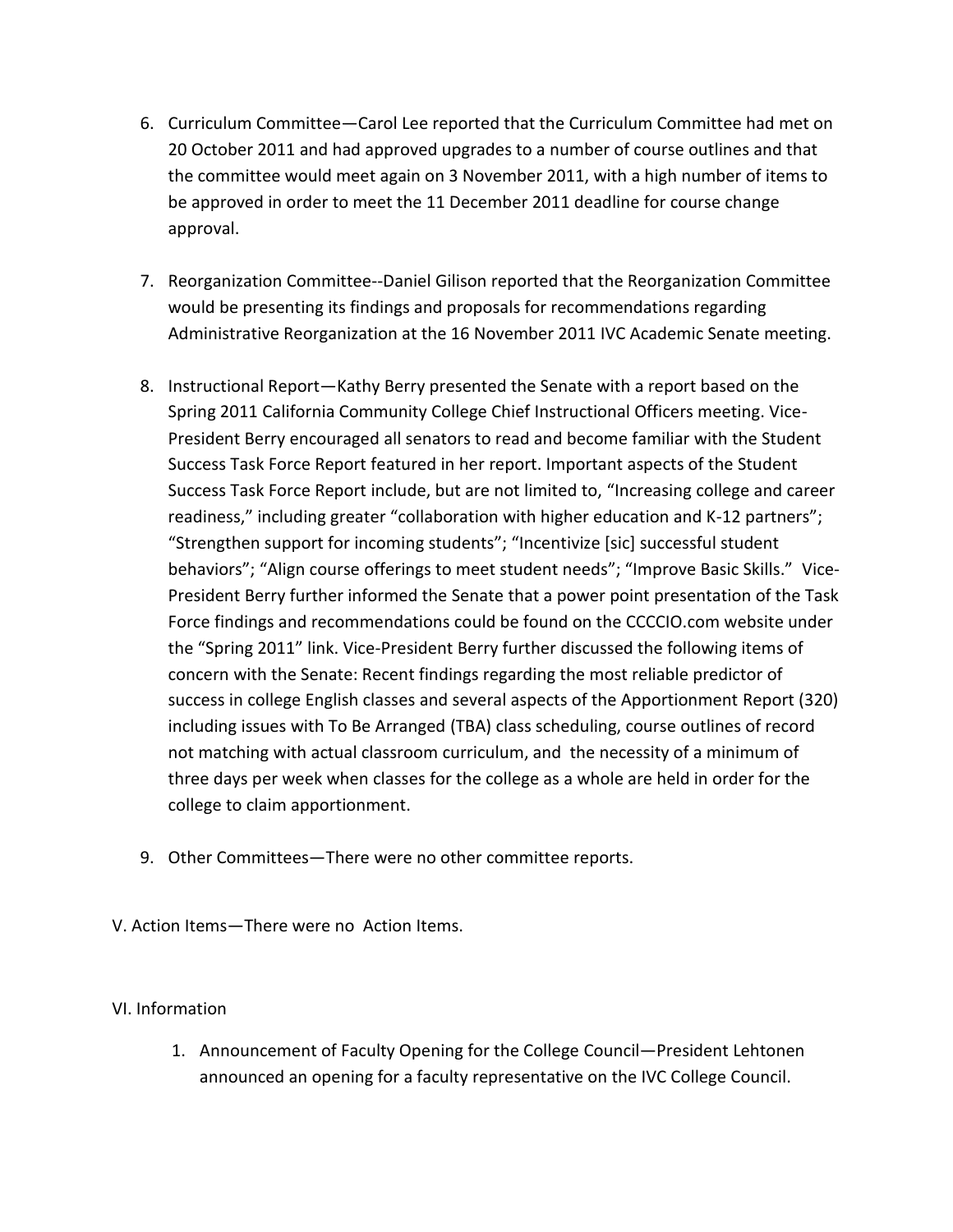6. Curriculum Committee—Carol Lee reported that the Curriculum Committee had met on 20 October 2011 and had approved upgrades to a number of course outlines and that the committee would meet again on 3 November 2011, with a high number of items to be approved in order to meet the 11 December 2011 deadline for course change approval.

7. Reorganization Committee--Daniel Gilison reported that the Reorganization Committee would be presenting its findings and proposals for recommendations regarding Administrative Reorganization at the 16 November 2011 IVC Academic Senate meeting.

8. Instructional Report—Kathy Berry presented the Senate with a report based on the Spring 2011 California Community College Chief Instructional Officers meeting. Vice-President Berry encouraged all senators to read and become familiar with the Student Success Task Force Report featured in her report. Important aspects of the Student Success Task Force Report include, but are not limited to, "Increasing college and career readiness," including greater "collaboration with higher education and K-12 partners"; "Strengthen support for incoming students"; "Incentivize [sic] successful student behaviors"; "Align course offerings to meet student needs"; "Improve Basic Skills." Vice-President Berry further informed the Senate that a power point presentation of the Task Force findings and recommendations could be found on the CCCCIO.com website under the "Spring 2011" link. Vice-President Berry further discussed the following items of concern with the Senate: Recent findings regarding the most reliable predictor of success in college English classes and several aspects of the Apportionment Report (320) including issues with To Be Arranged (TBA) class scheduling, course outlines of record not matching with actual classroom curriculum, and the necessity of a minimum of three days per week when classes for the college as a whole are held in order for the college to claim apportionment.

9. Other Committees—There were no other committee reports.

V. Action Items—There were no Action Items.

VI. Information

1. Announcement of Faculty Opening for the College Council—President Lehtonen announced an opening for a faculty representative on the IVC College Council.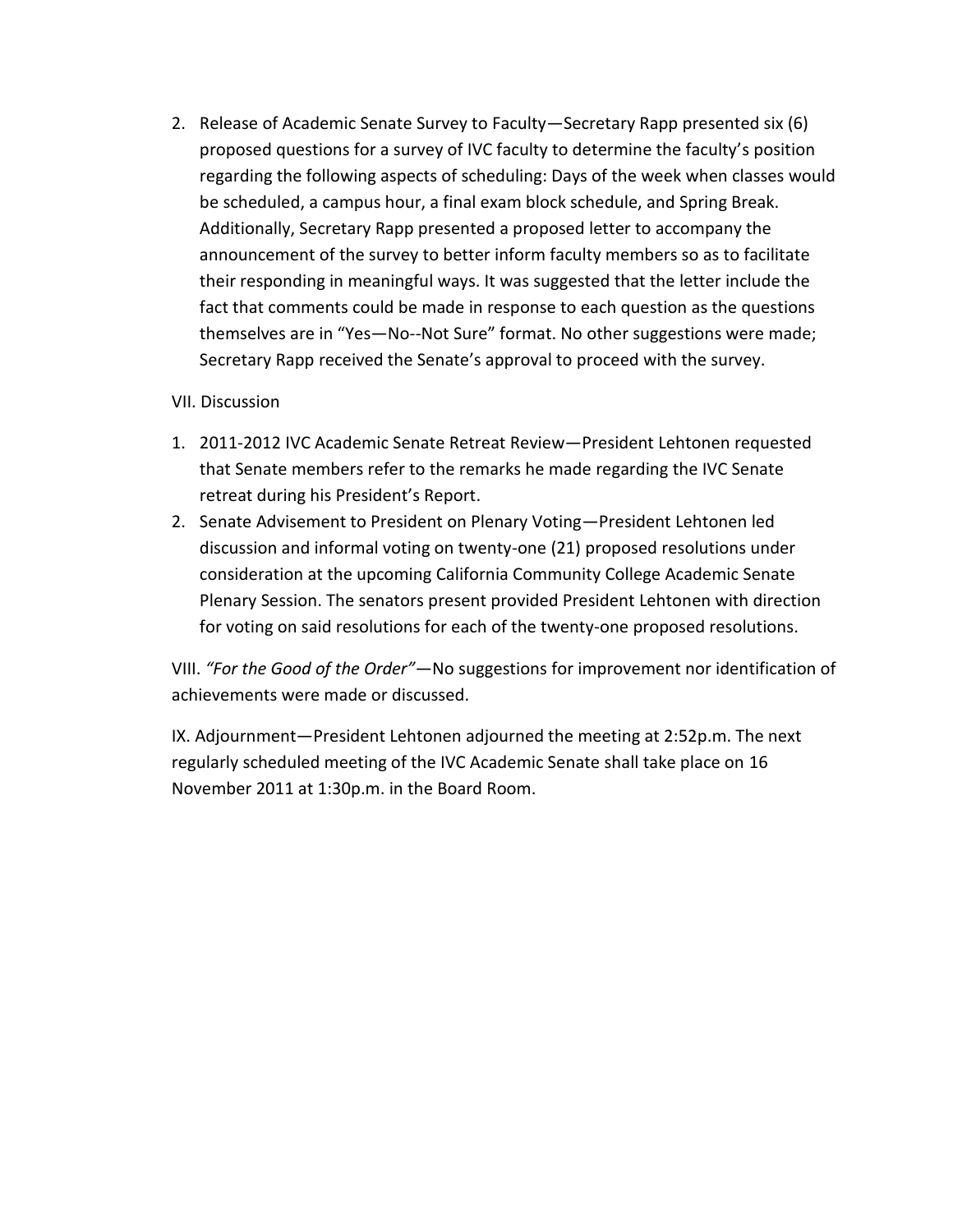2. Release of Academic Senate Survey to Faculty—Secretary Rapp presented six (6) proposed questions for a survey of IVC faculty to determine the faculty's position regarding the following aspects of scheduling: Days of the week when classes would be scheduled, a campus hour, a final exam block schedule, and Spring Break. Additionally, Secretary Rapp presented a proposed letter to accompany the announcement of the survey to better inform faculty members so as to facilitate their responding in meaningful ways. It was suggested that the letter include the fact that comments could be made in response to each question as the questions themselves are in "Yes—No--Not Sure" format. No other suggestions were made; Secretary Rapp received the Senate's approval to proceed with the survey.

VII. Discussion

1. 2011-2012 IVC Academic Senate Retreat Review—President Lehtonen requested that Senate members refer to the remarks he made regarding the IVC Senate retreat during his President's Report.
2. Senate Advisement to President on Plenary Voting—President Lehtonen led discussion and informal voting on twenty-one (21) proposed resolutions under consideration at the upcoming California Community College Academic Senate Plenary Session. The senators present provided President Lehtonen with direction for voting on said resolutions for each of the twenty-one proposed resolutions.

VIII. *"For the Good of the Order"*—No suggestions for improvement nor identification of achievements were made or discussed.

IX. Adjournment—President Lehtonen adjourned the meeting at 2:52p.m. The next regularly scheduled meeting of the IVC Academic Senate shall take place on 16 November 2011 at 1:30p.m. in the Board Room.